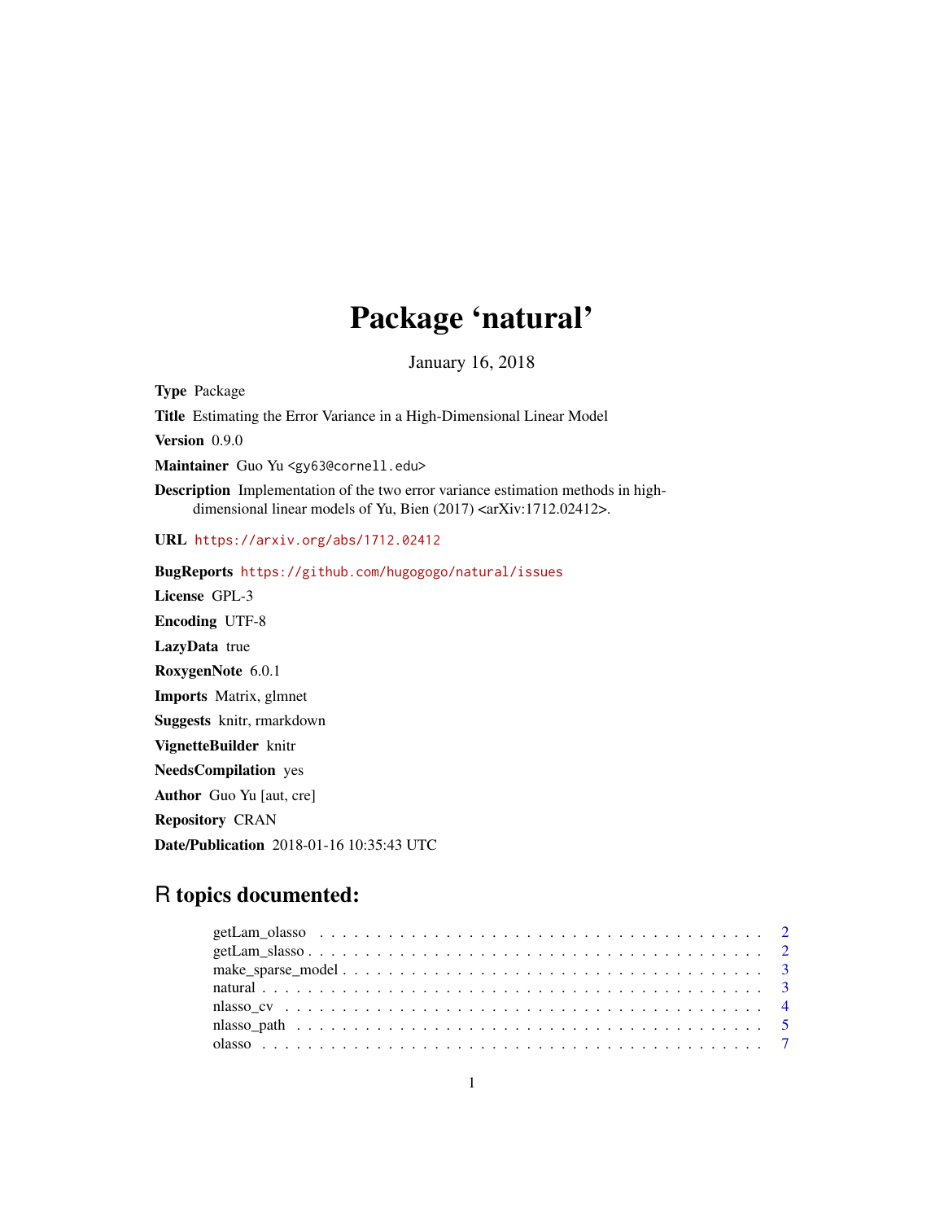# Package 'natural'

January 16, 2018

**Type** Package

**Title** Estimating the Error Variance in a High-Dimensional Linear Model

**Version** 0.9.0

**Maintainer** Guo Yu <gy63@cornell.edu>

**Description** Implementation of the two error variance estimation methods in high-dimensional linear models of Yu, Bien (2017) <arXiv:1712.02412>.

**URL** https://arxiv.org/abs/1712.02412

**BugReports** https://github.com/hugogogo/natural/issues

**License** GPL-3

**Encoding** UTF-8

**LazyData** true

**RoxygenNote** 6.0.1

**Imports** Matrix, glmnet

**Suggests** knitr, rmarkdown

**VignetteBuilder** knitr

**NeedsCompilation** yes

**Author** Guo Yu [aut, cre]

**Repository** CRAN

**Date/Publication** 2018-01-16 10:35:43 UTC

## R topics documented:

- getLam_olasso . . . . . . . . . . 2
- getLam_slasso . . . . . . . . . . 2
- make_sparse_model . . . . . . . . . . 3
- natural . . . . . . . . . . 3
- nlasso_cv . . . . . . . . . . 4
- nlasso_path . . . . . . . . . . 5
- olasso . . . . . . . . . . 7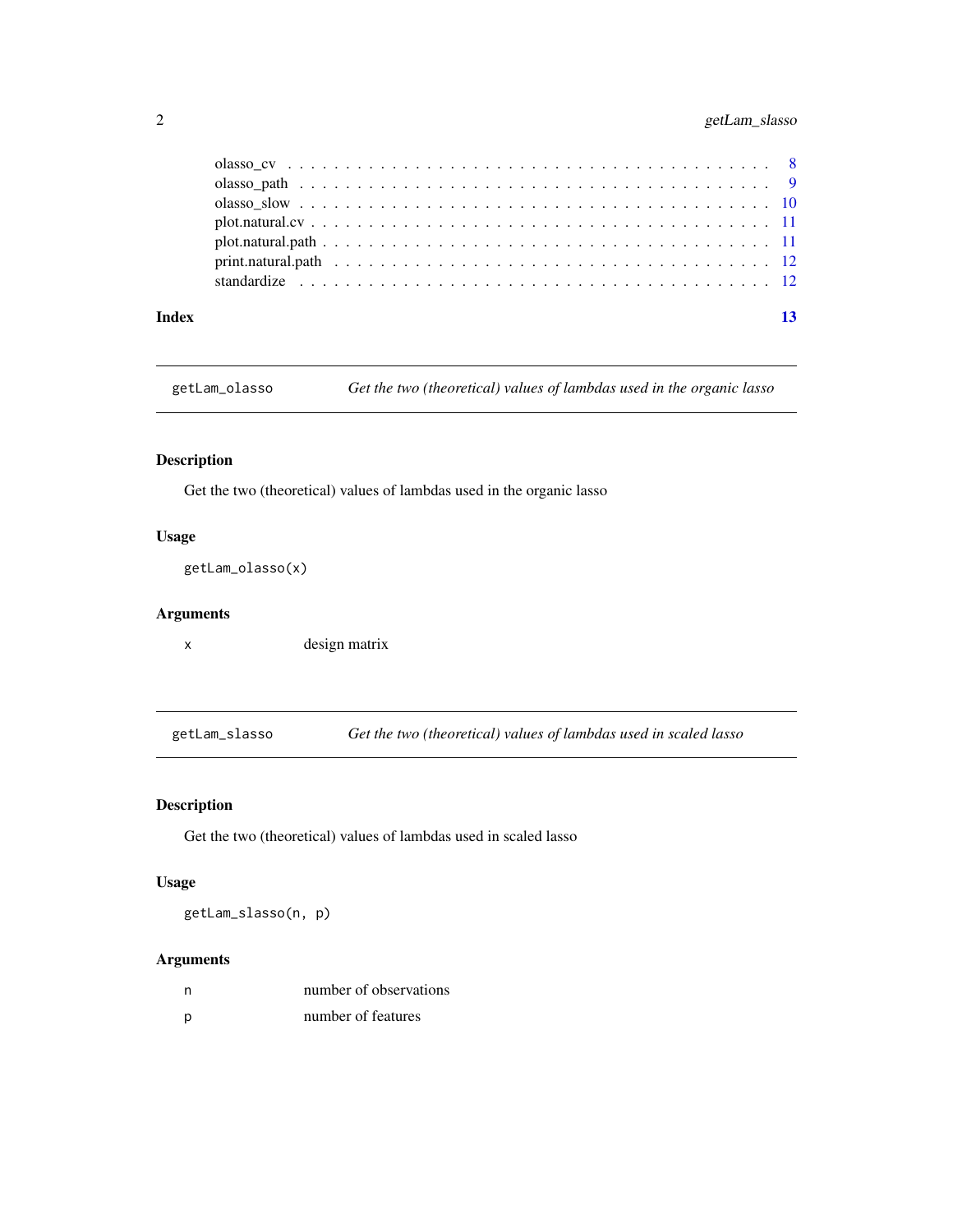olasso_cv . . . . . . . . . . . . . . . . . . . . . . . . . . . . . . . . . . . . . . . 8
olasso_path . . . . . . . . . . . . . . . . . . . . . . . . . . . . . . . . . . . . . . 9
olasso_slow . . . . . . . . . . . . . . . . . . . . . . . . . . . . . . . . . . . . . . 10
plot.natural.cv . . . . . . . . . . . . . . . . . . . . . . . . . . . . . . . . . . . . . 11
plot.natural.path . . . . . . . . . . . . . . . . . . . . . . . . . . . . . . . . . . . . 11
print.natural.path . . . . . . . . . . . . . . . . . . . . . . . . . . . . . . . . . . . 12
standardize . . . . . . . . . . . . . . . . . . . . . . . . . . . . . . . . . . . . . . 12

**Index** 13

---

## getLam_olasso — *Get the two (theoretical) values of lambdas used in the organic lasso*

### Description

Get the two (theoretical) values of lambdas used in the organic lasso

### Usage

```
getLam_olasso(x)
```

### Arguments

| | |
|---|---|
| x | design matrix |

---

## getLam_slasso — *Get the two (theoretical) values of lambdas used in scaled lasso*

### Description

Get the two (theoretical) values of lambdas used in scaled lasso

### Usage

```
getLam_slasso(n, p)
```

### Arguments

| | |
|---|---|
| n | number of observations |
| p | number of features |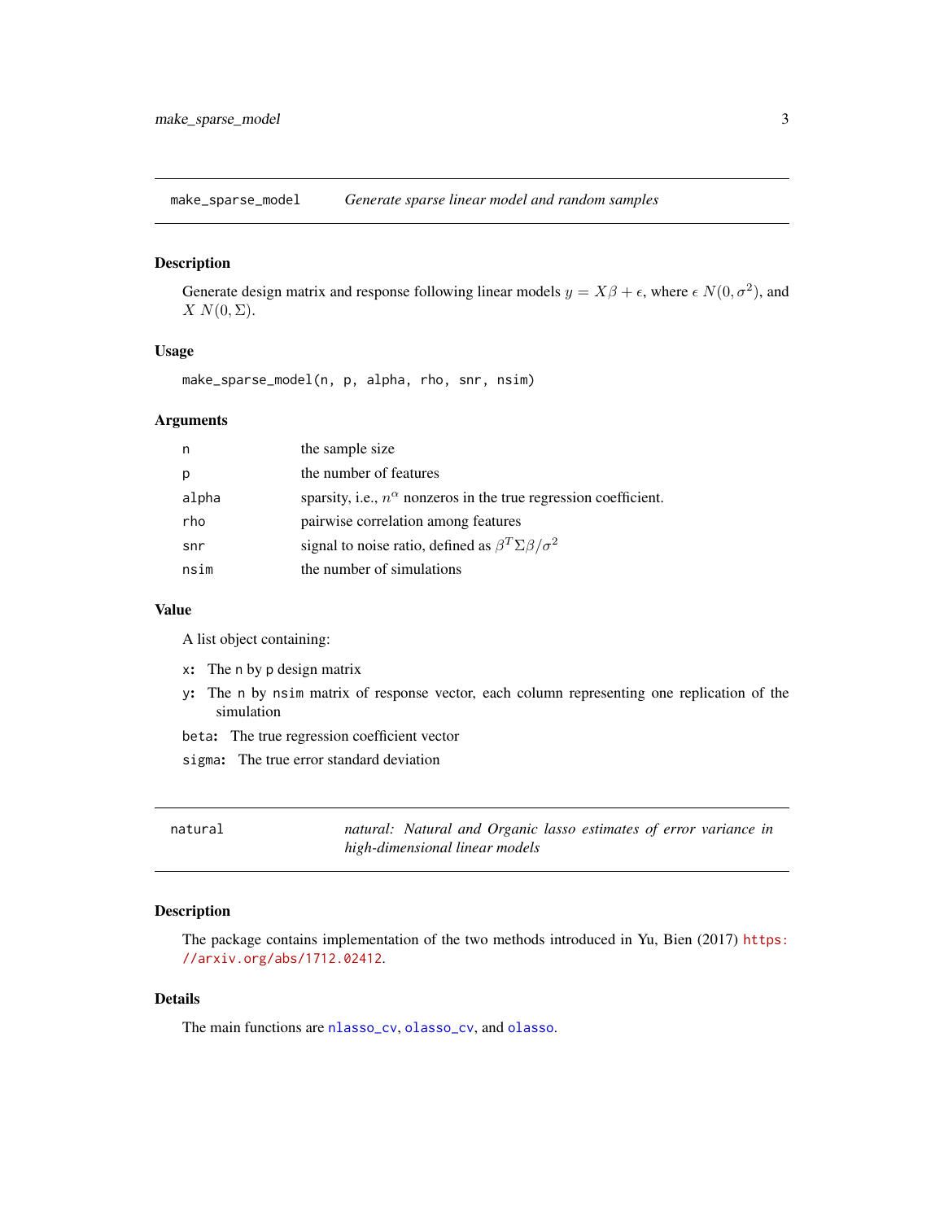## make_sparse_model — *Generate sparse linear model and random samples*

### Description

Generate design matrix and response following linear models $y = X\beta + \epsilon$, where $\epsilon$ $N(0, \sigma^2)$, and $X$ $N(0, \Sigma)$.

### Usage

```
make_sparse_model(n, p, alpha, rho, snr, nsim)
```

### Arguments

| | |
|---|---|
| n | the sample size |
| p | the number of features |
| alpha | sparsity, i.e., $n^\alpha$ nonzeros in the true regression coefficient. |
| rho | pairwise correlation among features |
| snr | signal to noise ratio, defined as $\beta^T \Sigma \beta / \sigma^2$ |
| nsim | the number of simulations |

### Value

A list object containing:

- `x`: The `n` by `p` design matrix
- `y`: The `n` by `nsim` matrix of response vector, each column representing one replication of the simulation
- `beta`: The true regression coefficient vector
- `sigma`: The true error standard deviation

## natural — *natural: Natural and Organic lasso estimates of error variance in high-dimensional linear models*

### Description

The package contains implementation of the two methods introduced in Yu, Bien (2017) https://arxiv.org/abs/1712.02412.

### Details

The main functions are `nlasso_cv`, `olasso_cv`, and `olasso`.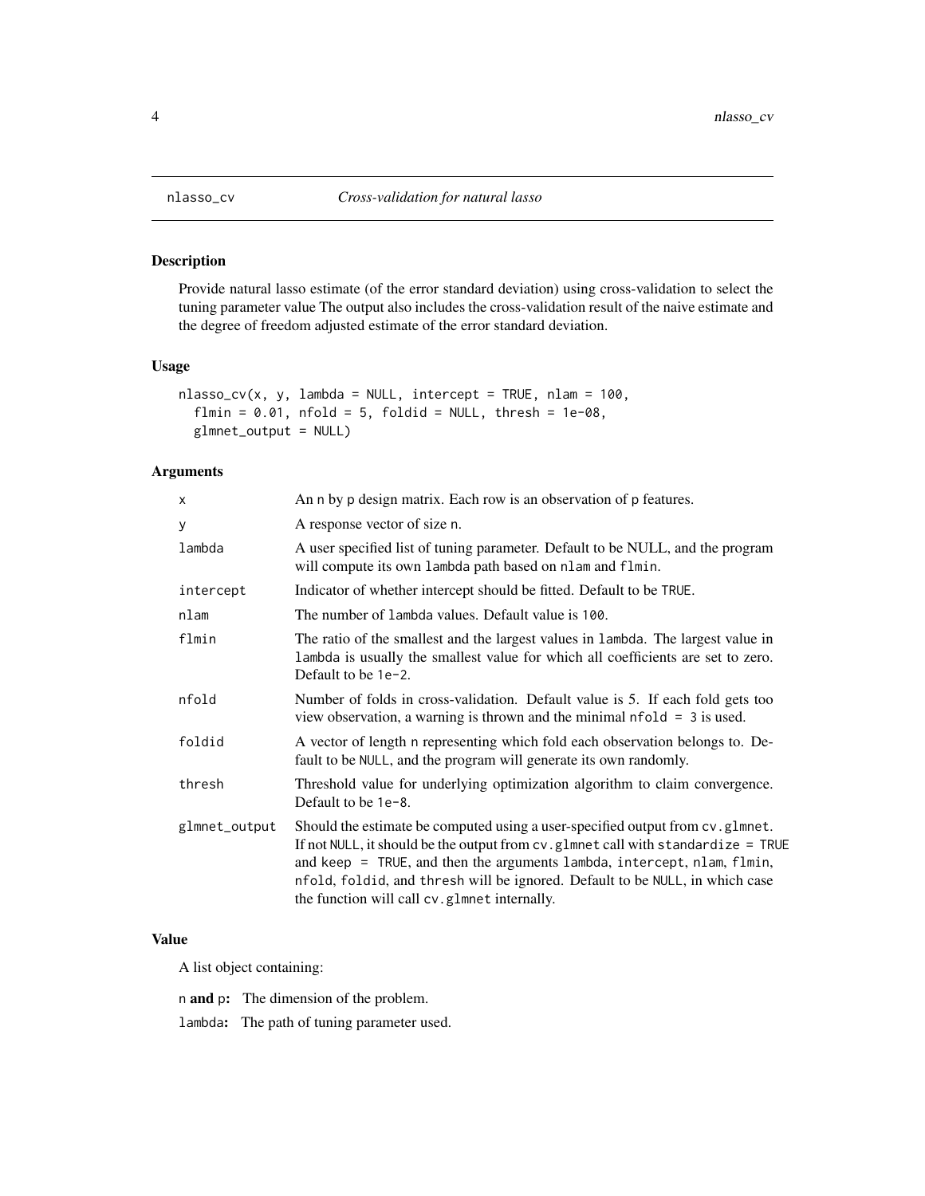# nlasso_cv *Cross-validation for natural lasso*

## Description

Provide natural lasso estimate (of the error standard deviation) using cross-validation to select the tuning parameter value The output also includes the cross-validation result of the naive estimate and the degree of freedom adjusted estimate of the error standard deviation.

## Usage

```
nlasso_cv(x, y, lambda = NULL, intercept = TRUE, nlam = 100,
  flmin = 0.01, nfold = 5, foldid = NULL, thresh = 1e-08,
  glmnet_output = NULL)
```

## Arguments

| | |
|---|---|
| `x` | An `n` by `p` design matrix. Each row is an observation of `p` features. |
| `y` | A response vector of size `n`. |
| `lambda` | A user specified list of tuning parameter. Default to be NULL, and the program will compute its own `lambda` path based on `nlam` and `flmin`. |
| `intercept` | Indicator of whether intercept should be fitted. Default to be `TRUE`. |
| `nlam` | The number of `lambda` values. Default value is `100`. |
| `flmin` | The ratio of the smallest and the largest values in `lambda`. The largest value in `lambda` is usually the smallest value for which all coefficients are set to zero. Default to be `1e-2`. |
| `nfold` | Number of folds in cross-validation. Default value is 5. If each fold gets too view observation, a warning is thrown and the minimal `nfold = 3` is used. |
| `foldid` | A vector of length `n` representing which fold each observation belongs to. Default to be `NULL`, and the program will generate its own randomly. |
| `thresh` | Threshold value for underlying optimization algorithm to claim convergence. Default to be `1e-8`. |
| `glmnet_output` | Should the estimate be computed using a user-specified output from `cv.glmnet`. If not `NULL`, it should be the output from `cv.glmnet` call with `standardize = TRUE` and `keep = TRUE`, and then the arguments `lambda`, `intercept`, `nlam`, `flmin`, `nfold`, `foldid`, and `thresh` will be ignored. Default to be `NULL`, in which case the function will call `cv.glmnet` internally. |

## Value

A list object containing:

`n` **and** `p`**:** The dimension of the problem.

`lambda`**:** The path of tuning parameter used.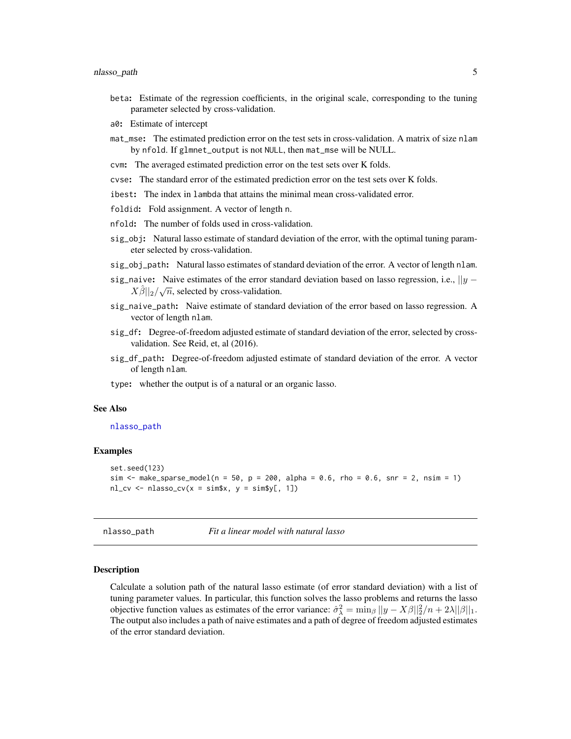- **beta:** Estimate of the regression coefficients, in the original scale, corresponding to the tuning parameter selected by cross-validation.
- **a0:** Estimate of intercept
- **mat_mse:** The estimated prediction error on the test sets in cross-validation. A matrix of size nlam by nfold. If glmnet_output is not NULL, then mat_mse will be NULL.
- **cvm:** The averaged estimated prediction error on the test sets over K folds.
- **cvse:** The standard error of the estimated prediction error on the test sets over K folds.
- **ibest:** The index in lambda that attains the minimal mean cross-validated error.
- **foldid:** Fold assignment. A vector of length n.
- **nfold:** The number of folds used in cross-validation.
- **sig_obj:** Natural lasso estimate of standard deviation of the error, with the optimal tuning parameter selected by cross-validation.
- **sig_obj_path:** Natural lasso estimates of standard deviation of the error. A vector of length nlam.
- **sig_naive:** Naive estimates of the error standard deviation based on lasso regression, i.e., $||y - X\hat{\beta}||_2/\sqrt{n}$, selected by cross-validation.
- **sig_naive_path:** Naive estimate of standard deviation of the error based on lasso regression. A vector of length nlam.
- **sig_df:** Degree-of-freedom adjusted estimate of standard deviation of the error, selected by cross-validation. See Reid, et, al (2016).
- **sig_df_path:** Degree-of-freedom adjusted estimate of standard deviation of the error. A vector of length nlam.
- **type:** whether the output is of a natural or an organic lasso.

### See Also

nlasso_path

### Examples

```
set.seed(123)
sim <- make_sparse_model(n = 50, p = 200, alpha = 0.6, rho = 0.6, snr = 2, nsim = 1)
nl_cv <- nlasso_cv(x = sim$x, y = sim$y[, 1])
```

---

## nlasso_path — *Fit a linear model with natural lasso*

### Description

Calculate a solution path of the natural lasso estimate (of error standard deviation) with a list of tuning parameter values. In particular, this function solves the lasso problems and returns the lasso objective function values as estimates of the error variance: $\hat{\sigma}^2_\lambda = \min_\beta ||y - X\beta||_2^2/n + 2\lambda||\beta||_1$. The output also includes a path of naive estimates and a path of degree of freedom adjusted estimates of the error standard deviation.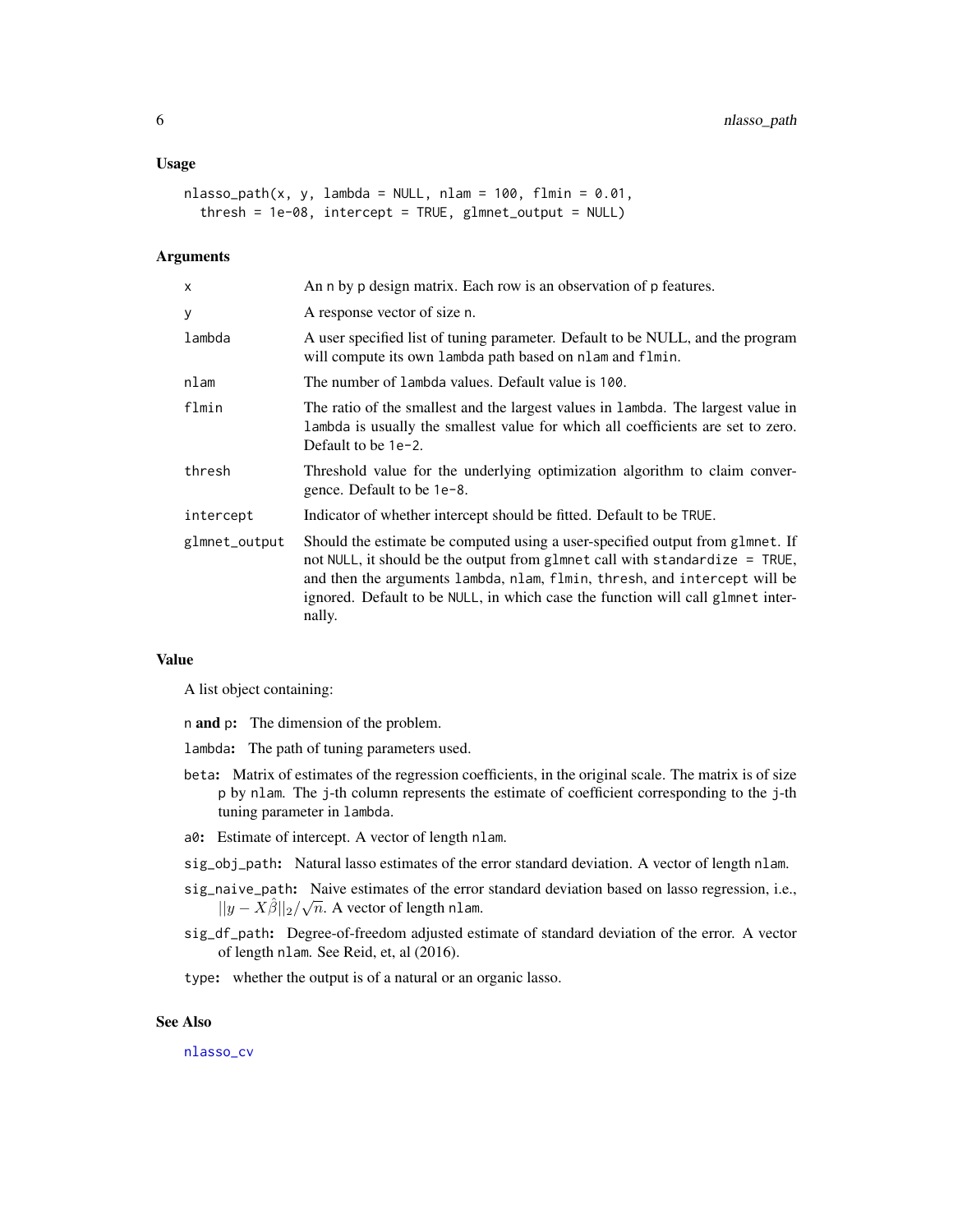### Usage

```
nlasso_path(x, y, lambda = NULL, nlam = 100, flmin = 0.01,
  thresh = 1e-08, intercept = TRUE, glmnet_output = NULL)
```

### Arguments

| | |
|---|---|
| x | An n by p design matrix. Each row is an observation of p features. |
| y | A response vector of size n. |
| lambda | A user specified list of tuning parameter. Default to be NULL, and the program will compute its own lambda path based on nlam and flmin. |
| nlam | The number of lambda values. Default value is 100. |
| flmin | The ratio of the smallest and the largest values in lambda. The largest value in lambda is usually the smallest value for which all coefficients are set to zero. Default to be 1e-2. |
| thresh | Threshold value for the underlying optimization algorithm to claim convergence. Default to be 1e-8. |
| intercept | Indicator of whether intercept should be fitted. Default to be TRUE. |
| glmnet_output | Should the estimate be computed using a user-specified output from glmnet. If not NULL, it should be the output from glmnet call with standardize = TRUE, and then the arguments lambda, nlam, flmin, thresh, and intercept will be ignored. Default to be NULL, in which case the function will call glmnet internally. |

### Value

A list object containing:

- n **and** p**:** The dimension of the problem.
- lambda**:** The path of tuning parameters used.
- beta**:** Matrix of estimates of the regression coefficients, in the original scale. The matrix is of size p by nlam. The j-th column represents the estimate of coefficient corresponding to the j-th tuning parameter in lambda.
- a0**:** Estimate of intercept. A vector of length nlam.
- sig_obj_path**:** Natural lasso estimates of the error standard deviation. A vector of length nlam.
- sig_naive_path**:** Naive estimates of the error standard deviation based on lasso regression, i.e., $||y - X\hat{\beta}||_2/\sqrt{n}$. A vector of length nlam.
- sig_df_path**:** Degree-of-freedom adjusted estimate of standard deviation of the error. A vector of length nlam. See Reid, et, al (2016).
- type**:** whether the output is of a natural or an organic lasso.

### See Also

nlasso_cv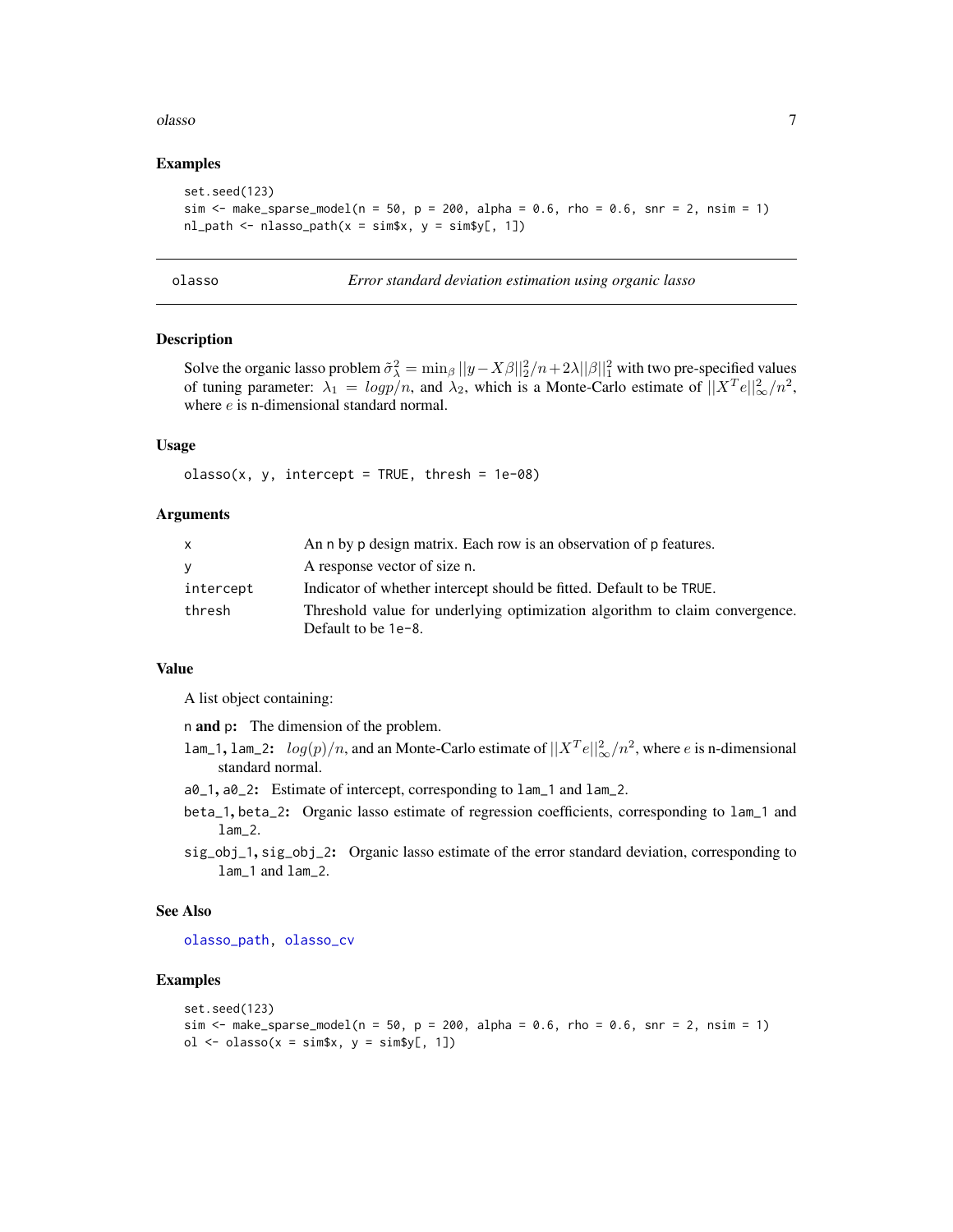### Examples

```
set.seed(123)
sim <- make_sparse_model(n = 50, p = 200, alpha = 0.6, rho = 0.6, snr = 2, nsim = 1)
nl_path <- nlasso_path(x = sim$x, y = sim$y[, 1])
```

---

## olasso — *Error standard deviation estimation using organic lasso*

---

### Description

Solve the organic lasso problem $\tilde{\sigma}^2_\lambda = \min_\beta ||y - X\beta||_2^2/n + 2\lambda||\beta||_1^2$ with two pre-specified values of tuning parameter: $\lambda_1 = logp/n$, and $\lambda_2$, which is a Monte-Carlo estimate of $||X^T e||_\infty^2/n^2$, where $e$ is n-dimensional standard normal.

### Usage

```
olasso(x, y, intercept = TRUE, thresh = 1e-08)
```

### Arguments

| | |
|---|---|
| x | An n by p design matrix. Each row is an observation of p features. |
| y | A response vector of size n. |
| intercept | Indicator of whether intercept should be fitted. Default to be TRUE. |
| thresh | Threshold value for underlying optimization algorithm to claim convergence. Default to be 1e-8. |

### Value

A list object containing:

n **and** p**:** The dimension of the problem.

lam_1, lam_2**:** $log(p)/n$, and an Monte-Carlo estimate of $||X^T e||_\infty^2/n^2$, where $e$ is n-dimensional standard normal.

a0_1, a0_2**:** Estimate of intercept, corresponding to lam_1 and lam_2.

beta_1, beta_2**:** Organic lasso estimate of regression coefficients, corresponding to lam_1 and lam_2.

sig_obj_1, sig_obj_2**:** Organic lasso estimate of the error standard deviation, corresponding to lam_1 and lam_2.

### See Also

olasso_path, olasso_cv

### Examples

```
set.seed(123)
sim <- make_sparse_model(n = 50, p = 200, alpha = 0.6, rho = 0.6, snr = 2, nsim = 1)
ol <- olasso(x = sim$x, y = sim$y[, 1])
```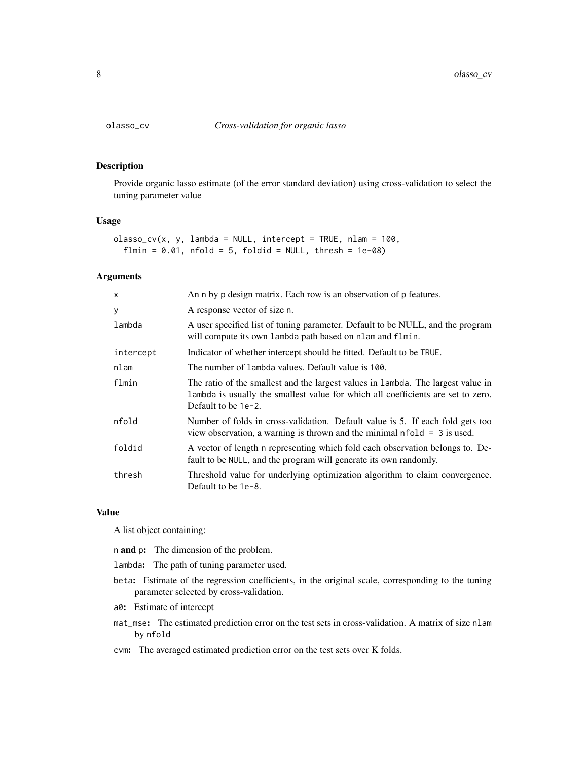## olasso_cv *Cross-validation for organic lasso*

### Description

Provide organic lasso estimate (of the error standard deviation) using cross-validation to select the tuning parameter value

### Usage

```
olasso_cv(x, y, lambda = NULL, intercept = TRUE, nlam = 100,
  flmin = 0.01, nfold = 5, foldid = NULL, thresh = 1e-08)
```

### Arguments

| | |
|---|---|
| `x` | An `n` by `p` design matrix. Each row is an observation of `p` features. |
| `y` | A response vector of size `n`. |
| `lambda` | A user specified list of tuning parameter. Default to be NULL, and the program will compute its own `lambda` path based on `nlam` and `flmin`. |
| `intercept` | Indicator of whether intercept should be fitted. Default to be `TRUE`. |
| `nlam` | The number of `lambda` values. Default value is `100`. |
| `flmin` | The ratio of the smallest and the largest values in `lambda`. The largest value in `lambda` is usually the smallest value for which all coefficients are set to zero. Default to be `1e-2`. |
| `nfold` | Number of folds in cross-validation. Default value is 5. If each fold gets too view observation, a warning is thrown and the minimal `nfold = 3` is used. |
| `foldid` | A vector of length `n` representing which fold each observation belongs to. Default to be `NULL`, and the program will generate its own randomly. |
| `thresh` | Threshold value for underlying optimization algorithm to claim convergence. Default to be `1e-8`. |

### Value

A list object containing:

- `n` **and** `p`**:** The dimension of the problem.
- `lambda`**:** The path of tuning parameter used.
- `beta`**:** Estimate of the regression coefficients, in the original scale, corresponding to the tuning parameter selected by cross-validation.
- `a0`**:** Estimate of intercept
- `mat_mse`**:** The estimated prediction error on the test sets in cross-validation. A matrix of size `nlam` by `nfold`
- `cvm`**:** The averaged estimated prediction error on the test sets over K folds.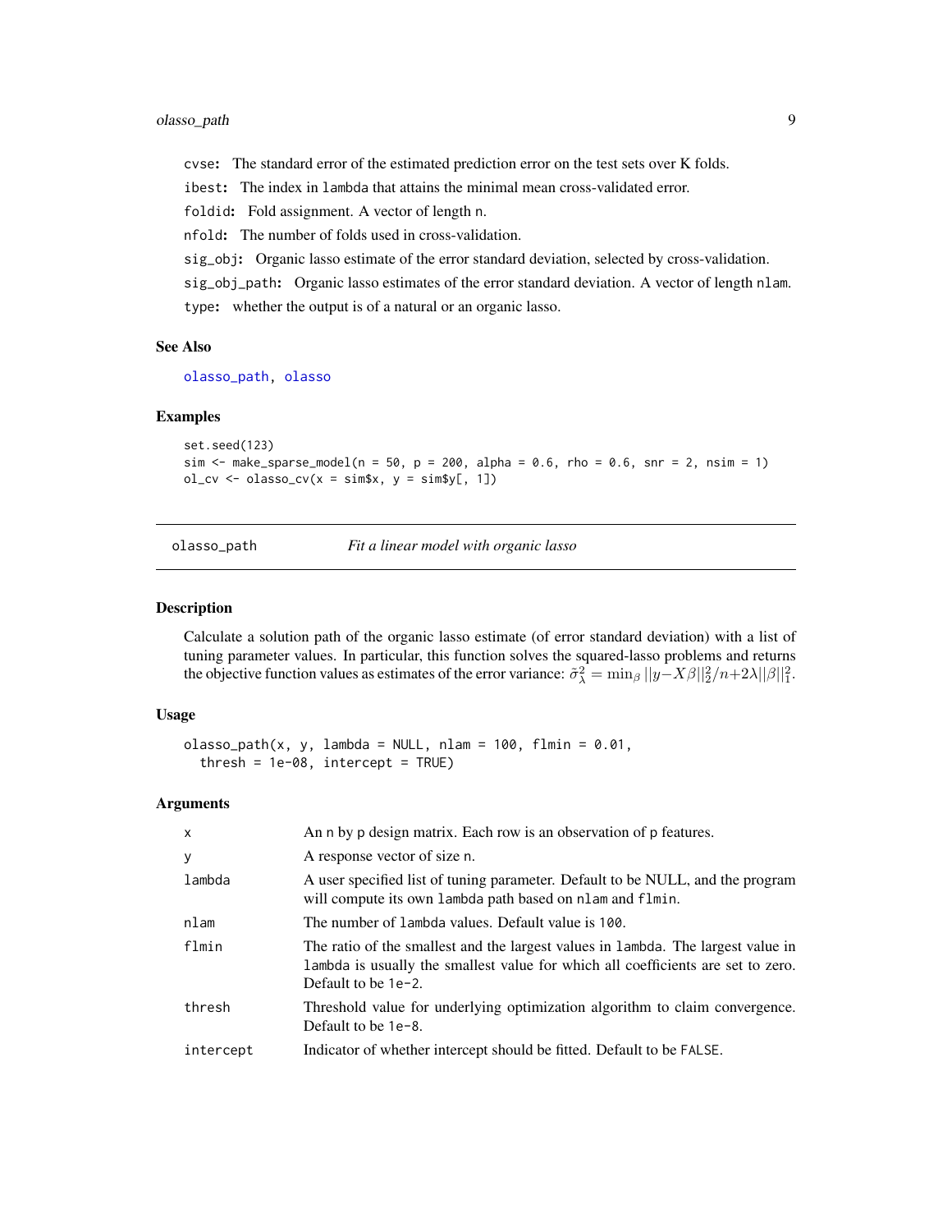cvse: The standard error of the estimated prediction error on the test sets over K folds.

ibest: The index in lambda that attains the minimal mean cross-validated error.

foldid: Fold assignment. A vector of length n.

nfold: The number of folds used in cross-validation.

sig_obj: Organic lasso estimate of the error standard deviation, selected by cross-validation.

sig_obj_path: Organic lasso estimates of the error standard deviation. A vector of length nlam.

type: whether the output is of a natural or an organic lasso.

### See Also

olasso_path, olasso

### Examples

```
set.seed(123)
sim <- make_sparse_model(n = 50, p = 200, alpha = 0.6, rho = 0.6, snr = 2, nsim = 1)
ol_cv <- olasso_cv(x = sim$x, y = sim$y[, 1])
```

---

## olasso_path — *Fit a linear model with organic lasso*

### Description

Calculate a solution path of the organic lasso estimate (of error standard deviation) with a list of tuning parameter values. In particular, this function solves the squared-lasso problems and returns the objective function values as estimates of the error variance: $\tilde{\sigma}^2_\lambda = \min_\beta ||y - X\beta||_2^2/n + 2\lambda||\beta||_1^2$.

### Usage

```
olasso_path(x, y, lambda = NULL, nlam = 100, flmin = 0.01,
  thresh = 1e-08, intercept = TRUE)
```

### Arguments

| | |
|---|---|
| x | An n by p design matrix. Each row is an observation of p features. |
| y | A response vector of size n. |
| lambda | A user specified list of tuning parameter. Default to be NULL, and the program will compute its own lambda path based on nlam and flmin. |
| nlam | The number of lambda values. Default value is 100. |
| flmin | The ratio of the smallest and the largest values in lambda. The largest value in lambda is usually the smallest value for which all coefficients are set to zero. Default to be 1e-2. |
| thresh | Threshold value for underlying optimization algorithm to claim convergence. Default to be 1e-8. |
| intercept | Indicator of whether intercept should be fitted. Default to be FALSE. |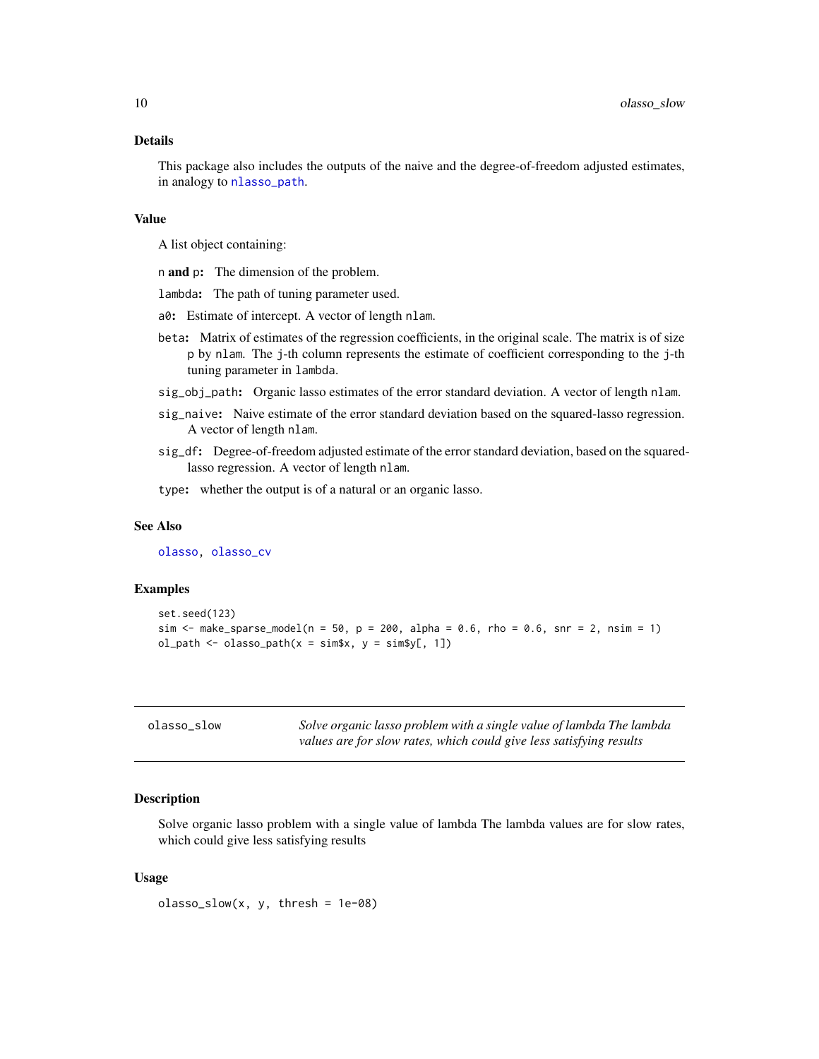### Details

This package also includes the outputs of the naive and the degree-of-freedom adjusted estimates, in analogy to `nlasso_path`.

### Value

A list object containing:

- `n` **and** `p`**:** The dimension of the problem.
- `lambda`**:** The path of tuning parameter used.
- `a0`**:** Estimate of intercept. A vector of length `nlam`.
- `beta`**:** Matrix of estimates of the regression coefficients, in the original scale. The matrix is of size `p` by `nlam`. The `j`-th column represents the estimate of coefficient corresponding to the `j`-th tuning parameter in `lambda`.
- `sig_obj_path`**:** Organic lasso estimates of the error standard deviation. A vector of length `nlam`.
- `sig_naive`**:** Naive estimate of the error standard deviation based on the squared-lasso regression. A vector of length `nlam`.
- `sig_df`**:** Degree-of-freedom adjusted estimate of the error standard deviation, based on the squared-lasso regression. A vector of length `nlam`.
- `type`**:** whether the output is of a natural or an organic lasso.

### See Also

`olasso`, `olasso_cv`

### Examples

```
set.seed(123)
sim <- make_sparse_model(n = 50, p = 200, alpha = 0.6, rho = 0.6, snr = 2, nsim = 1)
ol_path <- olasso_path(x = sim$x, y = sim$y[, 1])
```

---

## olasso_slow — *Solve organic lasso problem with a single value of lambda The lambda values are for slow rates, which could give less satisfying results*

---

### Description

Solve organic lasso problem with a single value of lambda The lambda values are for slow rates, which could give less satisfying results

### Usage

```
olasso_slow(x, y, thresh = 1e-08)
```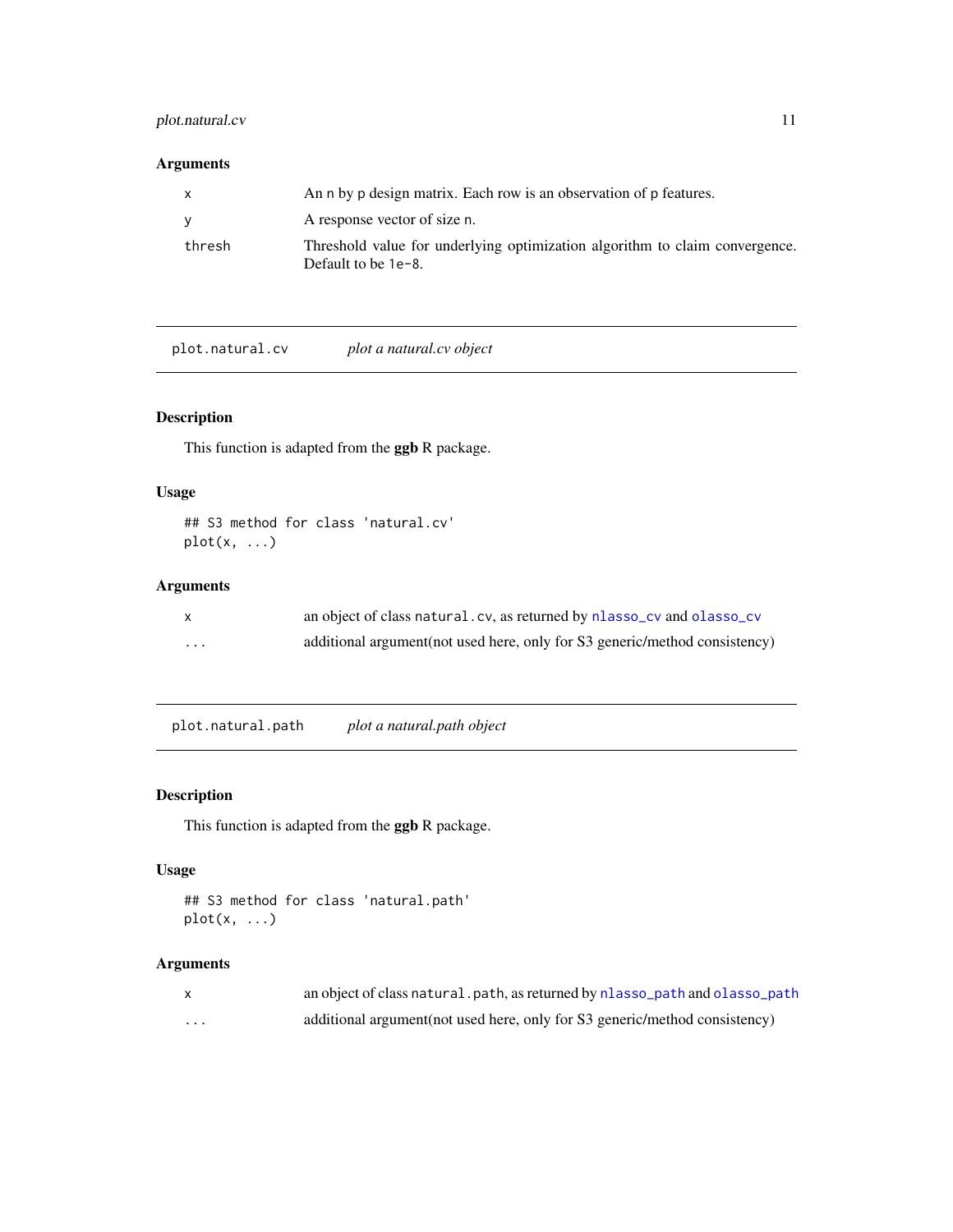### Arguments

| | |
|---|---|
| `x` | An `n` by `p` design matrix. Each row is an observation of `p` features. |
| `y` | A response vector of size `n`. |
| `thresh` | Threshold value for underlying optimization algorithm to claim convergence. Default to be `1e-8`. |

---

## `plot.natural.cv` *plot a natural.cv object*

---

### Description

This function is adapted from the **ggb** R package.

### Usage

```
## S3 method for class 'natural.cv'
plot(x, ...)
```

### Arguments

| | |
|---|---|
| `x` | an object of class `natural.cv`, as returned by `nlasso_cv` and `olasso_cv` |
| `...` | additional argument(not used here, only for S3 generic/method consistency) |

---

## `plot.natural.path` *plot a natural.path object*

---

### Description

This function is adapted from the **ggb** R package.

### Usage

```
## S3 method for class 'natural.path'
plot(x, ...)
```

### Arguments

| | |
|---|---|
| `x` | an object of class `natural.path`, as returned by `nlasso_path` and `olasso_path` |
| `...` | additional argument(not used here, only for S3 generic/method consistency) |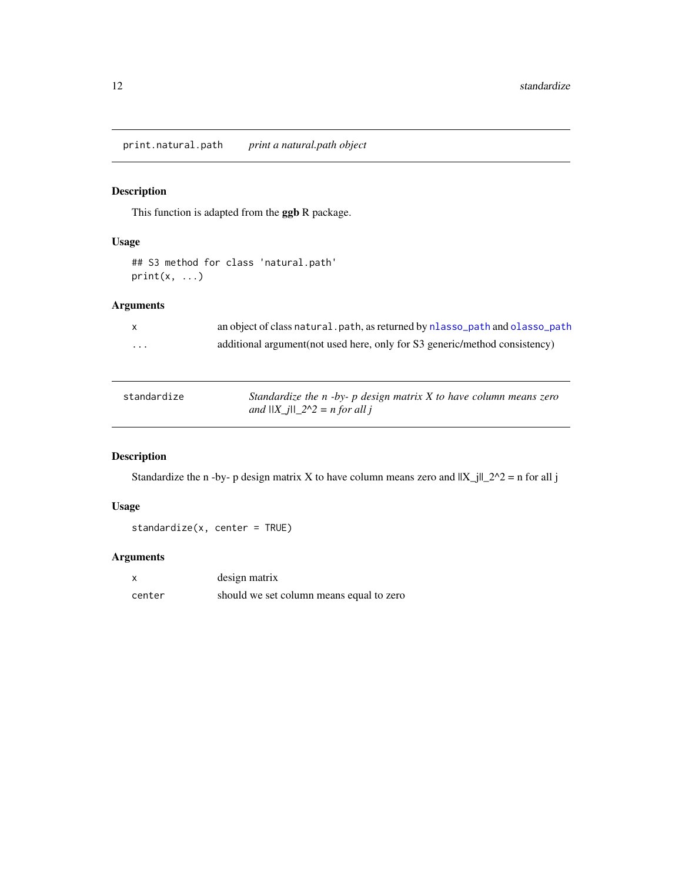## print.natural.path — *print a natural.path object*

### Description

This function is adapted from the **ggb** R package.

### Usage

```
## S3 method for class 'natural.path'
print(x, ...)
```

### Arguments

| | |
|---|---|
| `x` | an object of class `natural.path`, as returned by `nlasso_path` and `olasso_path` |
| `...` | additional argument(not used here, only for S3 generic/method consistency) |

## standardize — *Standardize the n -by- p design matrix X to have column means zero and ||X_j||_2^2 = n for all j*

### Description

Standardize the n -by- p design matrix X to have column means zero and ||X_j||_2^2 = n for all j

### Usage

```
standardize(x, center = TRUE)
```

### Arguments

| | |
|---|---|
| `x` | design matrix |
| `center` | should we set column means equal to zero |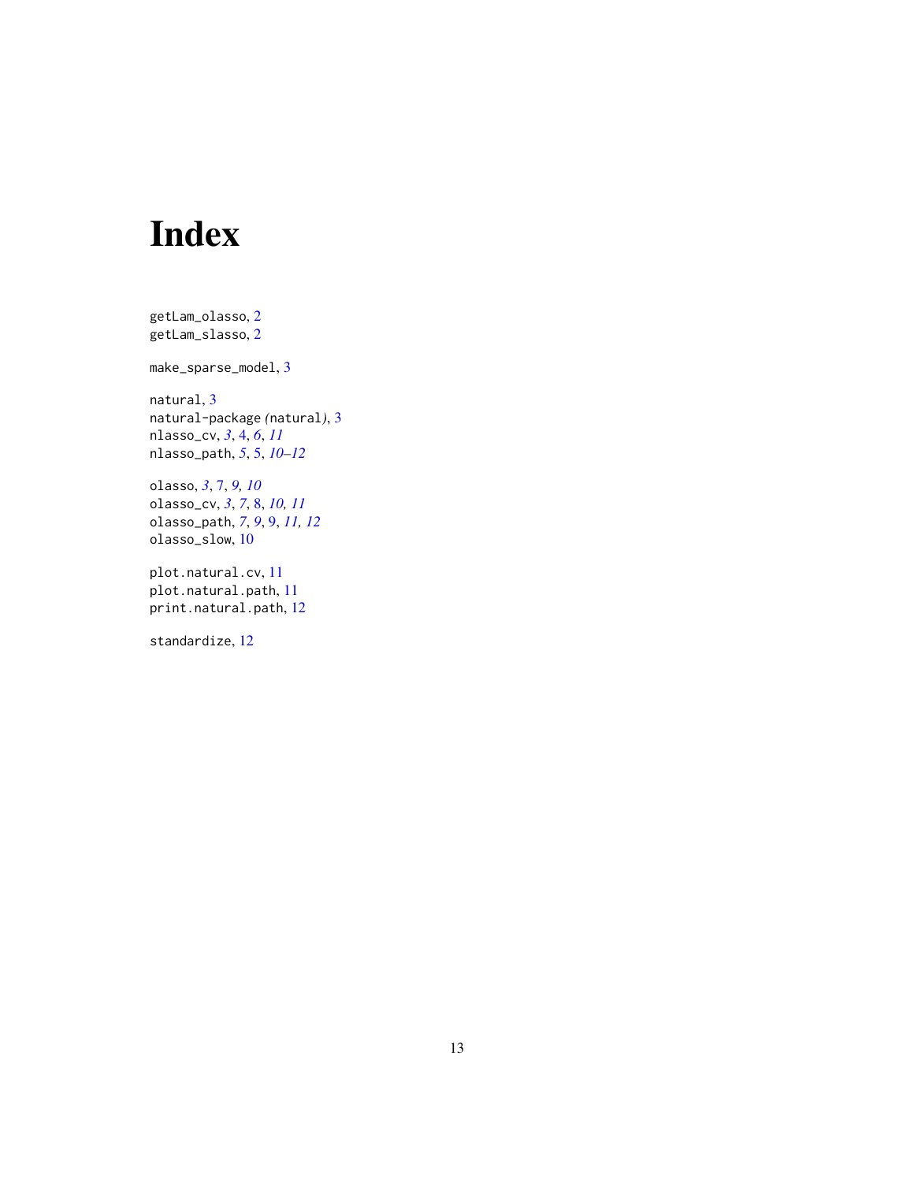# Index

getLam_olasso, 2
getLam_slasso, 2

make_sparse_model, 3

natural, 3
natural-package *(*natural*)*, 3
nlasso_cv, *3*, 4, *6*, *11*
nlasso_path, *5*, 5, *10–12*

olasso, *3*, 7, *9, 10*
olasso_cv, *3*, *7*, 8, *10, 11*
olasso_path, *7*, *9*, 9, *11, 12*
olasso_slow, 10

plot.natural.cv, 11
plot.natural.path, 11
print.natural.path, 12

standardize, 12